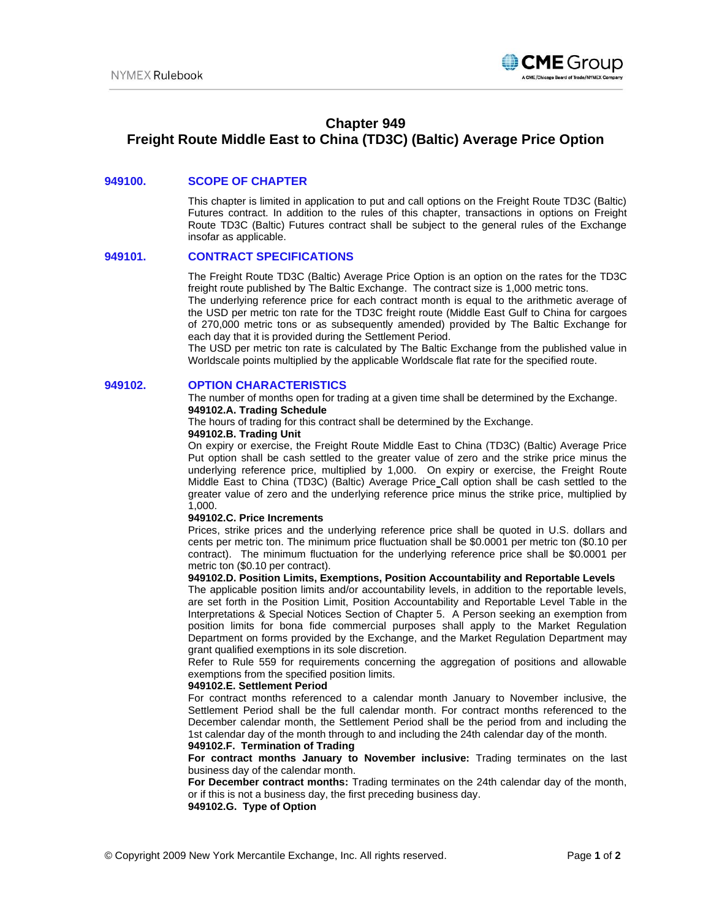# Chapter 949
# Freight Route Middle East to China (TD3C) (Baltic) Average Price Option

## 949100. SCOPE OF CHAPTER

This chapter is limited in application to put and call options on the Freight Route TD3C (Baltic) Futures contract. In addition to the rules of this chapter, transactions in options on Freight Route TD3C (Baltic) Futures contract shall be subject to the general rules of the Exchange insofar as applicable.

## 949101. CONTRACT SPECIFICATIONS

The Freight Route TD3C (Baltic) Average Price Option is an option on the rates for the TD3C freight route published by The Baltic Exchange. The contract size is 1,000 metric tons.

The underlying reference price for each contract month is equal to the arithmetic average of the USD per metric ton rate for the TD3C freight route (Middle East Gulf to China for cargoes of 270,000 metric tons or as subsequently amended) provided by The Baltic Exchange for each day that it is provided during the Settlement Period.

The USD per metric ton rate is calculated by The Baltic Exchange from the published value in Worldscale points multiplied by the applicable Worldscale flat rate for the specified route.

## 949102. OPTION CHARACTERISTICS

The number of months open for trading at a given time shall be determined by the Exchange.

**949102.A. Trading Schedule**

The hours of trading for this contract shall be determined by the Exchange.

**949102.B. Trading Unit**

On expiry or exercise, the Freight Route Middle East to China (TD3C) (Baltic) Average Price Put option shall be cash settled to the greater value of zero and the strike price minus the underlying reference price, multiplied by 1,000. On expiry or exercise, the Freight Route Middle East to China (TD3C) (Baltic) Average Price Call option shall be cash settled to the greater value of zero and the underlying reference price minus the strike price, multiplied by 1,000.

**949102.C. Price Increments**

Prices, strike prices and the underlying reference price shall be quoted in U.S. dollars and cents per metric ton. The minimum price fluctuation shall be $0.0001 per metric ton ($0.10 per contract). The minimum fluctuation for the underlying reference price shall be $0.0001 per metric ton ($0.10 per contract).

**949102.D. Position Limits, Exemptions, Position Accountability and Reportable Levels**

The applicable position limits and/or accountability levels, in addition to the reportable levels, are set forth in the Position Limit, Position Accountability and Reportable Level Table in the Interpretations & Special Notices Section of Chapter 5. A Person seeking an exemption from position limits for bona fide commercial purposes shall apply to the Market Regulation Department on forms provided by the Exchange, and the Market Regulation Department may grant qualified exemptions in its sole discretion.

Refer to Rule 559 for requirements concerning the aggregation of positions and allowable exemptions from the specified position limits.

**949102.E. Settlement Period**

For contract months referenced to a calendar month January to November inclusive, the Settlement Period shall be the full calendar month. For contract months referenced to the December calendar month, the Settlement Period shall be the period from and including the 1st calendar day of the month through to and including the 24th calendar day of the month.

**949102.F. Termination of Trading**

**For contract months January to November inclusive:** Trading terminates on the last business day of the calendar month.

**For December contract months:** Trading terminates on the 24th calendar day of the month, or if this is not a business day, the first preceding business day.

**949102.G. Type of Option**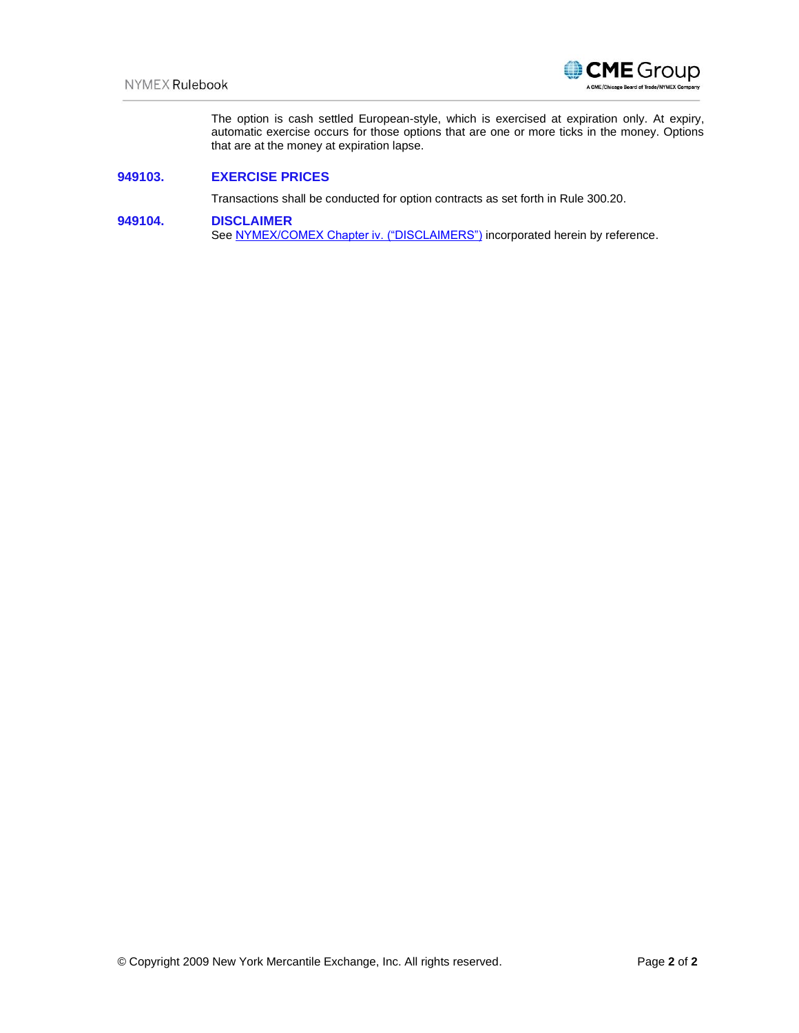The option is cash settled European-style, which is exercised at expiration only. At expiry, automatic exercise occurs for those options that are one or more ticks in the money. Options that are at the money at expiration lapse.

## 949103. EXERCISE PRICES

Transactions shall be conducted for option contracts as set forth in Rule 300.20.

## 949104. DISCLAIMER

See NYMEX/COMEX Chapter iv. ("DISCLAIMERS") incorporated herein by reference.

© Copyright 2009 New York Mercantile Exchange, Inc. All rights reserved.